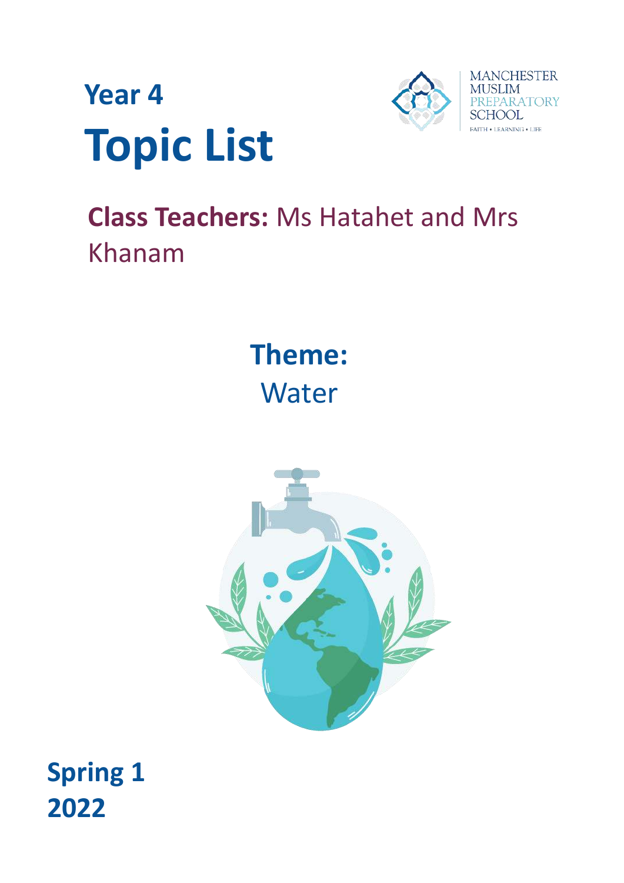# Year 4
# Topic List

MANCHESTER MUSLIM PREPARATORY SCHOOL

FAITH • LEARNING • LIFE

## **Class Teachers:** Ms Hatahet and Mrs Khanam

## **Theme:**
Water

**Spring 1**
**2022**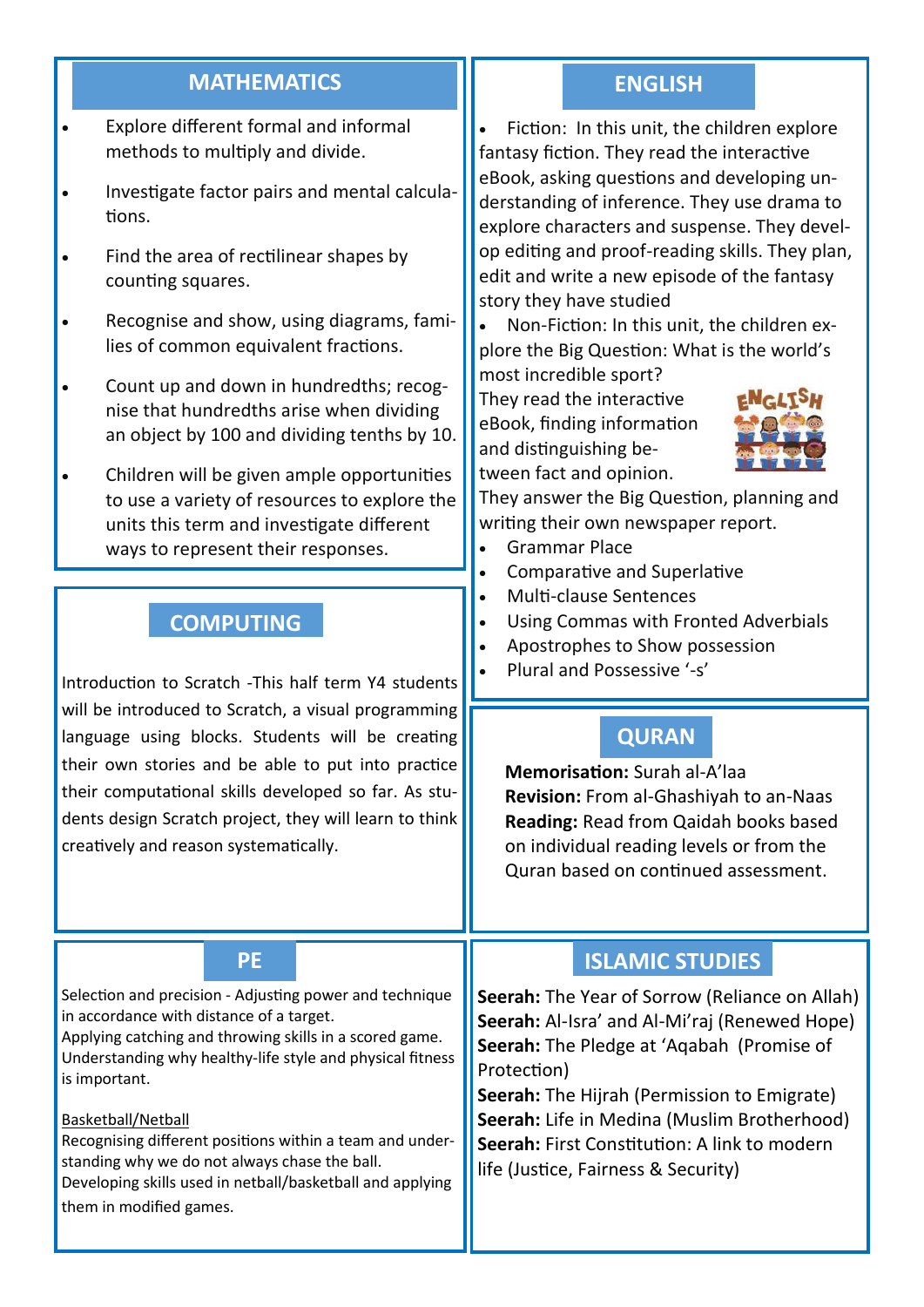## MATHEMATICS

- Explore different formal and informal methods to multiply and divide.
- Investigate factor pairs and mental calculations.
- Find the area of rectilinear shapes by counting squares.
- Recognise and show, using diagrams, families of common equivalent fractions.
- Count up and down in hundredths; recognise that hundredths arise when dividing an object by 100 and dividing tenths by 10.
- Children will be given ample opportunities to use a variety of resources to explore the units this term and investigate different ways to represent their responses.

## ENGLISH

- Fiction: In this unit, the children explore fantasy fiction. They read the interactive eBook, asking questions and developing understanding of inference. They use drama to explore characters and suspense. They develop editing and proof-reading skills. They plan, edit and write a new episode of the fantasy story they have studied
- Non-Fiction: In this unit, the children explore the Big Question: What is the world's most incredible sport?

They read the interactive eBook, finding information and distinguishing between fact and opinion. They answer the Big Question, planning and writing their own newspaper report.

- Grammar Place
- Comparative and Superlative
- Multi-clause Sentences
- Using Commas with Fronted Adverbials
- Apostrophes to Show possession
- Plural and Possessive '-s'

## COMPUTING

Introduction to Scratch -This half term Y4 students will be introduced to Scratch, a visual programming language using blocks. Students will be creating their own stories and be able to put into practice their computational skills developed so far. As students design Scratch project, they will learn to think creatively and reason systematically.

## QURAN

**Memorisation:** Surah al-A'laa
**Revision:** From al-Ghashiyah to an-Naas
**Reading:** Read from Qaidah books based on individual reading levels or from the Quran based on continued assessment.

## PE

Selection and precision - Adjusting power and technique in accordance with distance of a target.
Applying catching and throwing skills in a scored game.
Understanding why healthy-life style and physical fitness is important.

Basketball/Netball
Recognising different positions within a team and understanding why we do not always chase the ball.
Developing skills used in netball/basketball and applying them in modified games.

## ISLAMIC STUDIES

**Seerah:** The Year of Sorrow (Reliance on Allah)
**Seerah:** Al-Isra' and Al-Mi'raj (Renewed Hope)
**Seerah:** The Pledge at 'Aqabah (Promise of Protection)
**Seerah:** The Hijrah (Permission to Emigrate)
**Seerah:** Life in Medina (Muslim Brotherhood)
**Seerah:** First Constitution: A link to modern life (Justice, Fairness & Security)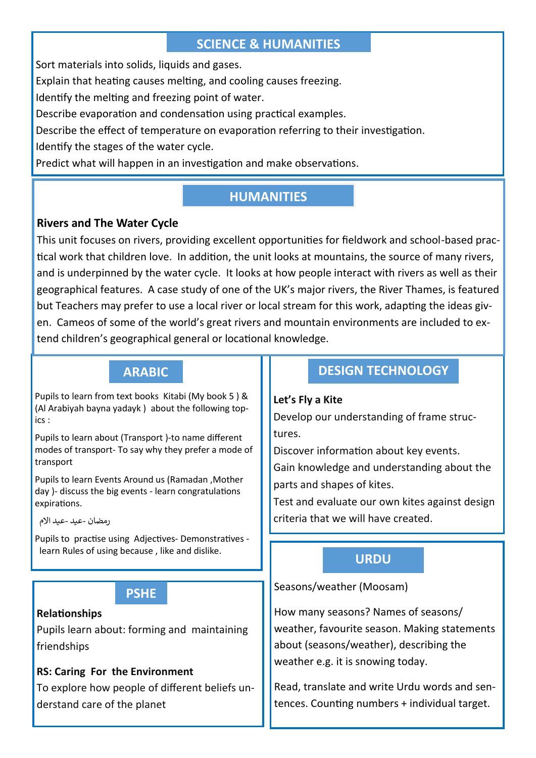## SCIENCE & HUMANITIES

Sort materials into solids, liquids and gases.

Explain that heating causes melting, and cooling causes freezing.

Identify the melting and freezing point of water.

Describe evaporation and condensation using practical examples.

Describe the effect of temperature on evaporation referring to their investigation.

Identify the stages of the water cycle.

Predict what will happen in an investigation and make observations.

## HUMANITIES

**Rivers and The Water Cycle**

This unit focuses on rivers, providing excellent opportunities for fieldwork and school-based practical work that children love. In addition, the unit looks at mountains, the source of many rivers, and is underpinned by the water cycle. It looks at how people interact with rivers as well as their geographical features. A case study of one of the UK's major rivers, the River Thames, is featured but Teachers may prefer to use a local river or local stream for this work, adapting the ideas given. Cameos of some of the world's great rivers and mountain environments are included to extend children's geographical general or locational knowledge.

## ARABIC

Pupils to learn from text books Kitabi (My book 5 ) & (Al Arabiyah bayna yadayk ) about the following topics :

Pupils to learn about (Transport )-to name different modes of transport- To say why they prefer a mode of transport

Pupils to learn Events Around us (Ramadan ,Mother day )- discuss the big events - learn congratulations expirations.

رمضان -عيد -عيد الام

Pupils to practise using Adjectives- Demonstratives - learn Rules of using because , like and dislike.

## PSHE

**Relationships**

Pupils learn about: forming and maintaining friendships

**RS: Caring For the Environment**

To explore how people of different beliefs understand care of the planet

## DESIGN TECHNOLOGY

**Let's Fly a Kite**

Develop our understanding of frame structures.

Discover information about key events.

Gain knowledge and understanding about the parts and shapes of kites.

Test and evaluate our own kites against design criteria that we will have created.

## URDU

Seasons/weather (Moosam)

How many seasons? Names of seasons/ weather, favourite season. Making statements about (seasons/weather), describing the weather e.g. it is snowing today.

Read, translate and write Urdu words and sentences. Counting numbers + individual target.